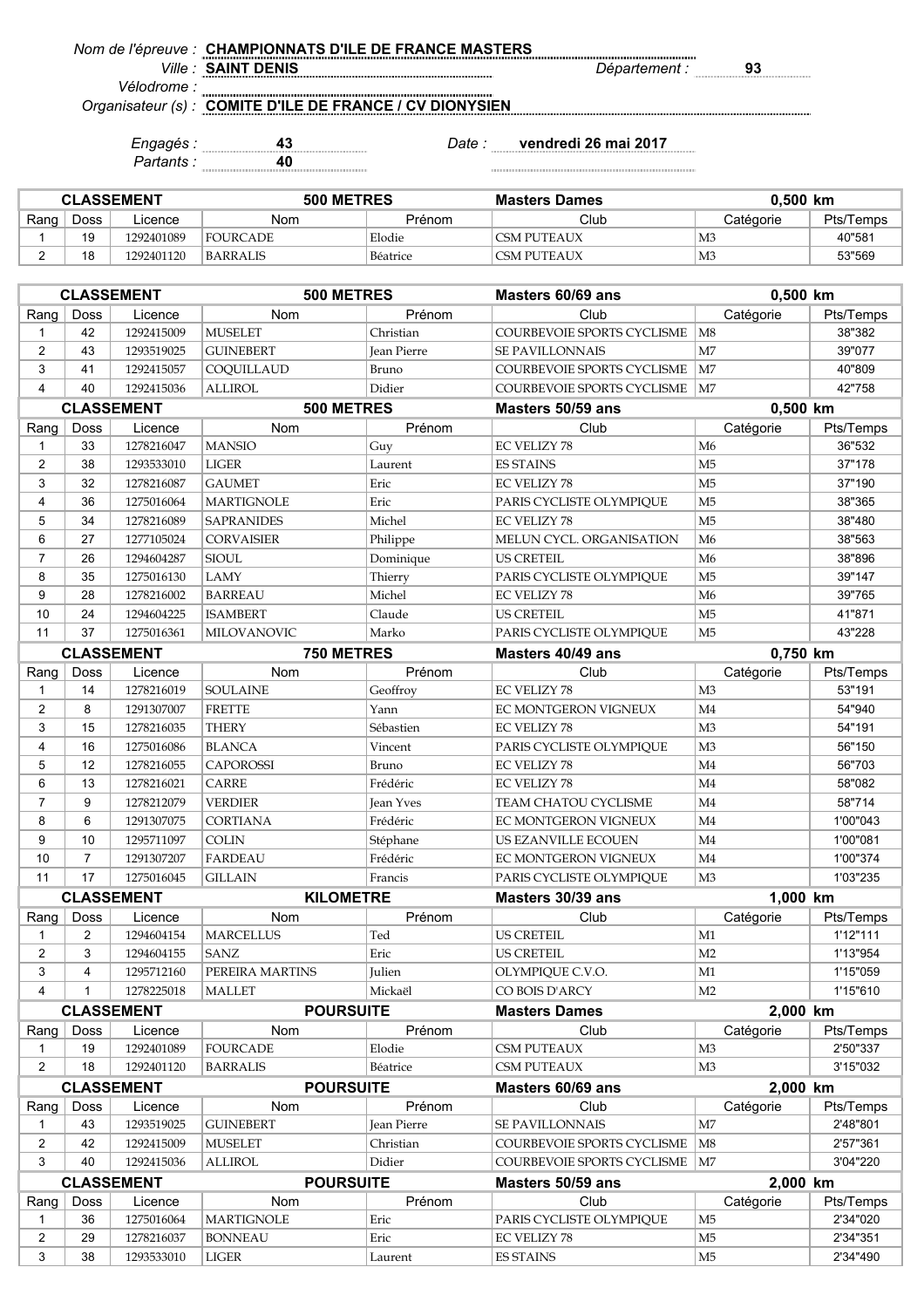*Nom de l'épreuve :* **CHAMPIONNATS D'ILE DE FRANCE MASTERS**

*Ville :* **SAINT DENIS** *Département :* **93**

*Vélodrome :*

*Organisateur (s) :* **COMITE D'ILE DE FRANCE / CV DIONYSIEN**

*Engagés :* **43** *Date :* **vendredi 26 mai 2017**

*Partants :* **40**

| CLASSEMENT | | | 500 METRES | | Masters Dames | 0,500 km | |
|---|---|---|---|---|---|---|---|
| Rang | Doss | Licence | Nom | Prénom | Club | Catégorie | Pts/Temps |
| 1 | 19 | 1292401089 | FOURCADE | Elodie | CSM PUTEAUX | M3 | 40"581 |
| 2 | 18 | 1292401120 | BARRALIS | Béatrice | CSM PUTEAUX | M3 | 53"569 |

| CLASSEMENT | | | 500 METRES | | Masters 60/69 ans | 0,500 km | |
|---|---|---|---|---|---|---|---|
| Rang | Doss | Licence | Nom | Prénom | Club | Catégorie | Pts/Temps |
| 1 | 42 | 1292415009 | MUSELET | Christian | COURBEVOIE SPORTS CYCLISME | M8 | 38"382 |
| 2 | 43 | 1293519025 | GUINEBERT | Jean Pierre | SE PAVILLONNAIS | M7 | 39"077 |
| 3 | 41 | 1292415057 | COQUILLAUD | Bruno | COURBEVOIE SPORTS CYCLISME | M7 | 40"809 |
| 4 | 40 | 1292415036 | ALLIROL | Didier | COURBEVOIE SPORTS CYCLISME | M7 | 42"758 |

| CLASSEMENT | | | 500 METRES | | Masters 50/59 ans | 0,500 km | |
|---|---|---|---|---|---|---|---|
| Rang | Doss | Licence | Nom | Prénom | Club | Catégorie | Pts/Temps |
| 1 | 33 | 1278216047 | MANSIO | Guy | EC VELIZY 78 | M6 | 36"532 |
| 2 | 38 | 1293533010 | LIGER | Laurent | ES STAINS | M5 | 37"178 |
| 3 | 32 | 1278216087 | GAUMET | Eric | EC VELIZY 78 | M5 | 37"190 |
| 4 | 36 | 1275016064 | MARTIGNOLE | Eric | PARIS CYCLISTE OLYMPIQUE | M5 | 38"365 |
| 5 | 34 | 1278216089 | SAPRANIDES | Michel | EC VELIZY 78 | M5 | 38"480 |
| 6 | 27 | 1277105024 | CORVAISIER | Philippe | MELUN CYCL. ORGANISATION | M6 | 38"563 |
| 7 | 26 | 1294604287 | SIOUL | Dominique | US CRETEIL | M6 | 38"896 |
| 8 | 35 | 1275016130 | LAMY | Thierry | PARIS CYCLISTE OLYMPIQUE | M5 | 39"147 |
| 9 | 28 | 1278216002 | BARREAU | Michel | EC VELIZY 78 | M6 | 39"765 |
| 10 | 24 | 1294604225 | ISAMBERT | Claude | US CRETEIL | M5 | 41"871 |
| 11 | 37 | 1275016361 | MILOVANOVIC | Marko | PARIS CYCLISTE OLYMPIQUE | M5 | 43"228 |

| CLASSEMENT | | | 750 METRES | | Masters 40/49 ans | 0,750 km | |
|---|---|---|---|---|---|---|---|
| Rang | Doss | Licence | Nom | Prénom | Club | Catégorie | Pts/Temps |
| 1 | 14 | 1278216019 | SOULAINE | Geoffroy | EC VELIZY 78 | M3 | 53"191 |
| 2 | 8 | 1291307007 | FRETTE | Yann | EC MONTGERON VIGNEUX | M4 | 54"940 |
| 3 | 15 | 1278216035 | THERY | Sébastien | EC VELIZY 78 | M3 | 54"191 |
| 4 | 16 | 1275016086 | BLANCA | Vincent | PARIS CYCLISTE OLYMPIQUE | M3 | 56"150 |
| 5 | 12 | 1278216055 | CAPOROSSI | Bruno | EC VELIZY 78 | M4 | 56"703 |
| 6 | 13 | 1278216021 | CARRE | Frédéric | EC VELIZY 78 | M4 | 58"082 |
| 7 | 9 | 1278212079 | VERDIER | Jean Yves | TEAM CHATOU CYCLISME | M4 | 58"714 |
| 8 | 6 | 1291307075 | CORTIANA | Frédéric | EC MONTGERON VIGNEUX | M4 | 1'00"043 |
| 9 | 10 | 1295711097 | COLIN | Stéphane | US EZANVILLE ECOUEN | M4 | 1'00"081 |
| 10 | 7 | 1291307207 | FARDEAU | Frédéric | EC MONTGERON VIGNEUX | M4 | 1'00"374 |
| 11 | 17 | 1275016045 | GILLAIN | Francis | PARIS CYCLISTE OLYMPIQUE | M3 | 1'03"235 |

| CLASSEMENT | | | KILOMETRE | | Masters 30/39 ans | 1,000 km | |
|---|---|---|---|---|---|---|---|
| Rang | Doss | Licence | Nom | Prénom | Club | Catégorie | Pts/Temps |
| 1 | 2 | 1294604154 | MARCELLUS | Ted | US CRETEIL | M1 | 1'12"111 |
| 2 | 3 | 1294604155 | SANZ | Eric | US CRETEIL | M2 | 1'13"954 |
| 3 | 4 | 1295712160 | PEREIRA MARTINS | Julien | OLYMPIQUE C.V.O. | M1 | 1'15"059 |
| 4 | 1 | 1278225018 | MALLET | Mickaël | CO BOIS D'ARCY | M2 | 1'15"610 |

| CLASSEMENT | | | POURSUITE | | Masters Dames | 2,000 km | |
|---|---|---|---|---|---|---|---|
| Rang | Doss | Licence | Nom | Prénom | Club | Catégorie | Pts/Temps |
| 1 | 19 | 1292401089 | FOURCADE | Elodie | CSM PUTEAUX | M3 | 2'50"337 |
| 2 | 18 | 1292401120 | BARRALIS | Béatrice | CSM PUTEAUX | M3 | 3'15"032 |

| CLASSEMENT | | | POURSUITE | | Masters 60/69 ans | 2,000 km | |
|---|---|---|---|---|---|---|---|
| Rang | Doss | Licence | Nom | Prénom | Club | Catégorie | Pts/Temps |
| 1 | 43 | 1293519025 | GUINEBERT | Jean Pierre | SE PAVILLONNAIS | M7 | 2'48"801 |
| 2 | 42 | 1292415009 | MUSELET | Christian | COURBEVOIE SPORTS CYCLISME | M8 | 2'57"361 |
| 3 | 40 | 1292415036 | ALLIROL | Didier | COURBEVOIE SPORTS CYCLISME | M7 | 3'04"220 |

| CLASSEMENT | | | POURSUITE | | Masters 50/59 ans | 2,000 km | |
|---|---|---|---|---|---|---|---|
| Rang | Doss | Licence | Nom | Prénom | Club | Catégorie | Pts/Temps |
| 1 | 36 | 1275016064 | MARTIGNOLE | Eric | PARIS CYCLISTE OLYMPIQUE | M5 | 2'34"020 |
| 2 | 29 | 1278216037 | BONNEAU | Eric | EC VELIZY 78 | M5 | 2'34"351 |
| 3 | 38 | 1293533010 | LIGER | Laurent | ES STAINS | M5 | 2'34"490 |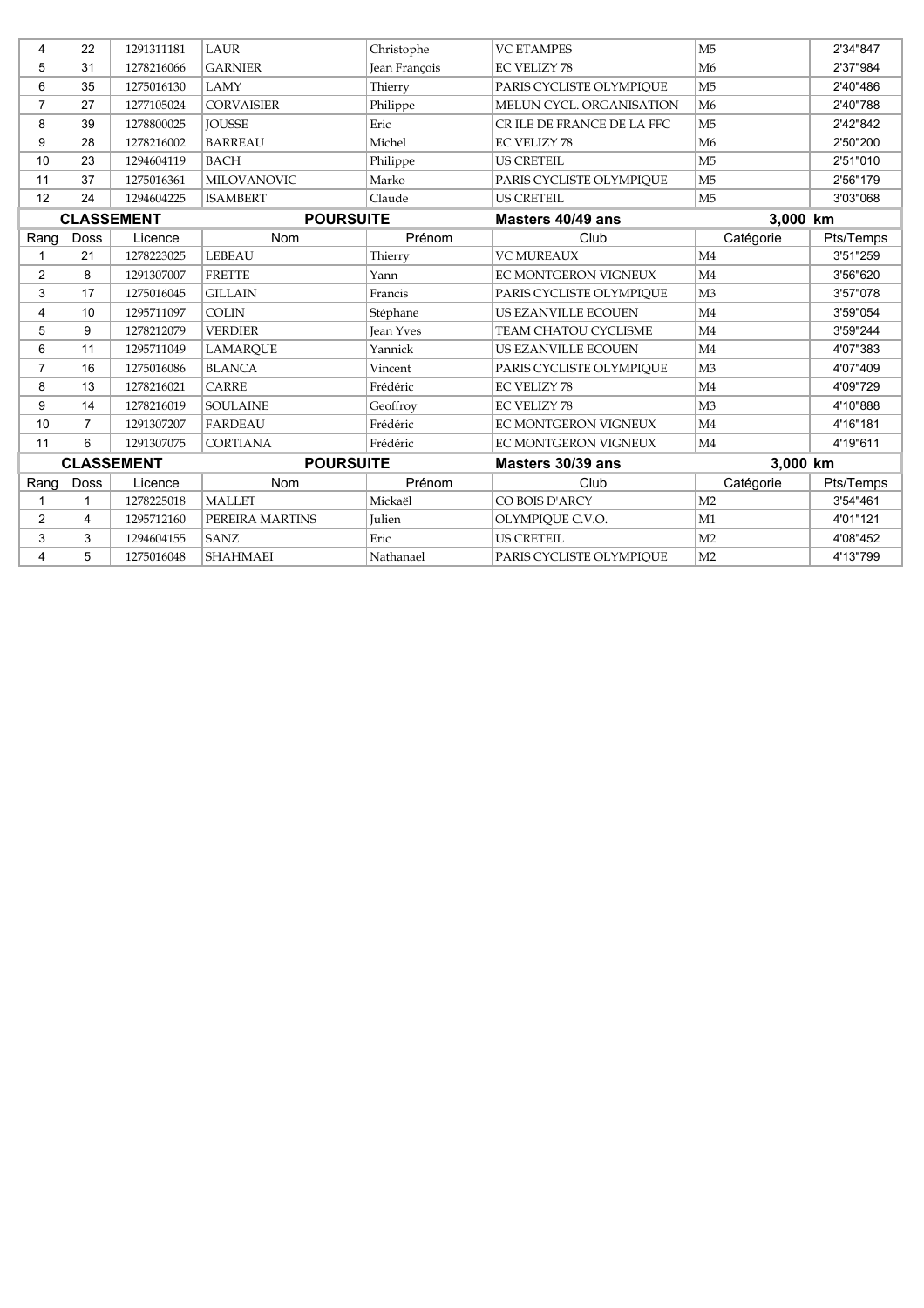| | | | | | | | |
|---|---|---|---|---|---|---|---|
| 4 | 22 | 1291311181 | LAUR | Christophe | VC ETAMPES | M5 | 2'34"847 |
| 5 | 31 | 1278216066 | GARNIER | Jean François | EC VELIZY 78 | M6 | 2'37"984 |
| 6 | 35 | 1275016130 | LAMY | Thierry | PARIS CYCLISTE OLYMPIQUE | M5 | 2'40"486 |
| 7 | 27 | 1277105024 | CORVAISIER | Philippe | MELUN CYCL. ORGANISATION | M6 | 2'40"788 |
| 8 | 39 | 1278800025 | JOUSSE | Eric | CR ILE DE FRANCE DE LA FFC | M5 | 2'42"842 |
| 9 | 28 | 1278216002 | BARREAU | Michel | EC VELIZY 78 | M6 | 2'50"200 |
| 10 | 23 | 1294604119 | BACH | Philippe | US CRETEIL | M5 | 2'51"010 |
| 11 | 37 | 1275016361 | MILOVANOVIC | Marko | PARIS CYCLISTE OLYMPIQUE | M5 | 2'56"179 |
| 12 | 24 | 1294604225 | ISAMBERT | Claude | US CRETEIL | M5 | 3'03"068 |

| CLASSEMENT | | | POURSUITE | | Masters 40/49 ans | 3,000 km | |
|---|---|---|---|---|---|---|---|
| Rang | Doss | Licence | Nom | Prénom | Club | Catégorie | Pts/Temps |
| 1 | 21 | 1278223025 | LEBEAU | Thierry | VC MUREAUX | M4 | 3'51"259 |
| 2 | 8 | 1291307007 | FRETTE | Yann | EC MONTGERON VIGNEUX | M4 | 3'56"620 |
| 3 | 17 | 1275016045 | GILLAIN | Francis | PARIS CYCLISTE OLYMPIQUE | M3 | 3'57"078 |
| 4 | 10 | 1295711097 | COLIN | Stéphane | US EZANVILLE ECOUEN | M4 | 3'59"054 |
| 5 | 9 | 1278212079 | VERDIER | Jean Yves | TEAM CHATOU CYCLISME | M4 | 3'59"244 |
| 6 | 11 | 1295711049 | LAMARQUE | Yannick | US EZANVILLE ECOUEN | M4 | 4'07"383 |
| 7 | 16 | 1275016086 | BLANCA | Vincent | PARIS CYCLISTE OLYMPIQUE | M3 | 4'07"409 |
| 8 | 13 | 1278216021 | CARRE | Frédéric | EC VELIZY 78 | M4 | 4'09"729 |
| 9 | 14 | 1278216019 | SOULAINE | Geoffroy | EC VELIZY 78 | M3 | 4'10"888 |
| 10 | 7 | 1291307207 | FARDEAU | Frédéric | EC MONTGERON VIGNEUX | M4 | 4'16"181 |
| 11 | 6 | 1291307075 | CORTIANA | Frédéric | EC MONTGERON VIGNEUX | M4 | 4'19"611 |

| CLASSEMENT | | | POURSUITE | | Masters 30/39 ans | 3,000 km | |
|---|---|---|---|---|---|---|---|
| Rang | Doss | Licence | Nom | Prénom | Club | Catégorie | Pts/Temps |
| 1 | 1 | 1278225018 | MALLET | Mickaël | CO BOIS D'ARCY | M2 | 3'54"461 |
| 2 | 4 | 1295712160 | PEREIRA MARTINS | Julien | OLYMPIQUE C.V.O. | M1 | 4'01"121 |
| 3 | 3 | 1294604155 | SANZ | Eric | US CRETEIL | M2 | 4'08"452 |
| 4 | 5 | 1275016048 | SHAHMAEI | Nathanael | PARIS CYCLISTE OLYMPIQUE | M2 | 4'13"799 |